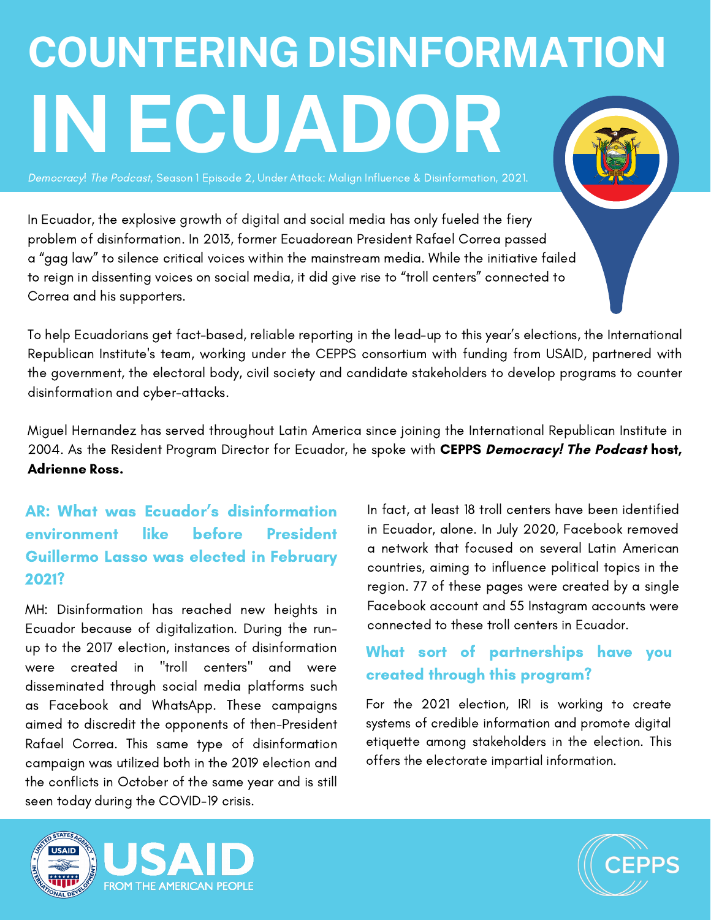# COUNTERING DISINFORMATION IN ECUADOR

*Democracy! The Podcast*, Season 1 Episode 2, Under Attack: Malign Influence & Disinformation, 2021.

In Ecuador, the explosive growth of digital and social media has only fueled the fiery problem of disinformation. In 2013, former Ecuadorean President Rafael Correa passed a "gag law" to silence critical voices within the mainstream media. While the initiative failed to reign in dissenting voices on social media, it did give rise to "troll centers" connected to Correa and his supporters.

To help Ecuadorians get fact-based, reliable reporting in the lead-up to this year's elections, the International Republican Institute's team, working under the CEPPS consortium with funding from USAID, partnered with the government, the electoral body, civil society and candidate stakeholders to develop programs to counter disinformation and cyber-attacks.

Miguel Hernandez has served throughout Latin America since joining the International Republican Institute in 2004. As the Resident Program Director for Ecuador, he spoke with **CEPPS *Democracy! The Podcast* host, Adrienne Ross.**

### AR: What was Ecuador's disinformation environment like before President Guillermo Lasso was elected in February 2021?

MH: Disinformation has reached new heights in Ecuador because of digitalization. During the run-up to the 2017 election, instances of disinformation were created in "troll centers" and were disseminated through social media platforms such as Facebook and WhatsApp. These campaigns aimed to discredit the opponents of then-President Rafael Correa. This same type of disinformation campaign was utilized both in the 2019 election and the conflicts in October of the same year and is still seen today during the COVID-19 crisis.

In fact, at least 18 troll centers have been identified in Ecuador, alone. In July 2020, Facebook removed a network that focused on several Latin American countries, aiming to influence political topics in the region. 77 of these pages were created by a single Facebook account and 55 Instagram accounts were connected to these troll centers in Ecuador.

### What sort of partnerships have you created through this program?

For the 2021 election, IRI is working to create systems of credible information and promote digital etiquette among stakeholders in the election. This offers the electorate impartial information.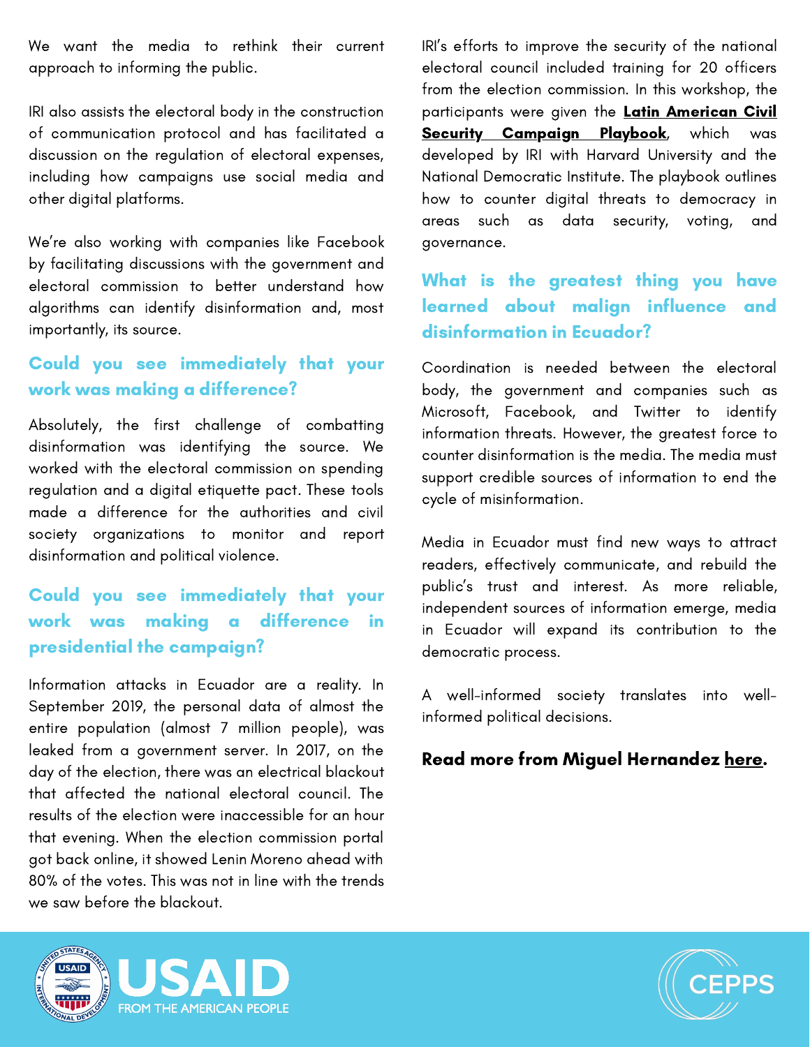We want the media to rethink their current approach to informing the public.

IRI also assists the electoral body in the construction of communication protocol and has facilitated a discussion on the regulation of electoral expenses, including how campaigns use social media and other digital platforms.

We're also working with companies like Facebook by facilitating discussions with the government and electoral commission to better understand how algorithms can identify disinformation and, most importantly, its source.

## Could you see immediately that your work was making a difference?

Absolutely, the first challenge of combatting disinformation was identifying the source. We worked with the electoral commission on spending regulation and a digital etiquette pact. These tools made a difference for the authorities and civil society organizations to monitor and report disinformation and political violence.

## Could you see immediately that your work was making a difference in presidential the campaign?

Information attacks in Ecuador are a reality. In September 2019, the personal data of almost the entire population (almost 7 million people), was leaked from a government server. In 2017, on the day of the election, there was an electrical blackout that affected the national electoral council. The results of the election were inaccessible for an hour that evening. When the election commission portal got back online, it showed Lenin Moreno ahead with 80% of the votes. This was not in line with the trends we saw before the blackout.

IRI's efforts to improve the security of the national electoral council included training for 20 officers from the election commission. In this workshop, the participants were given the **Latin American Civil Security Campaign Playbook**, which was developed by IRI with Harvard University and the National Democratic Institute. The playbook outlines how to counter digital threats to democracy in areas such as data security, voting, and governance.

## What is the greatest thing you have learned about malign influence and disinformation in Ecuador?

Coordination is needed between the electoral body, the government and companies such as Microsoft, Facebook, and Twitter to identify information threats. However, the greatest force to counter disinformation is the media. The media must support credible sources of information to end the cycle of misinformation.

Media in Ecuador must find new ways to attract readers, effectively communicate, and rebuild the public's trust and interest. As more reliable, independent sources of information emerge, media in Ecuador will expand its contribution to the democratic process.

A well-informed society translates into well-informed political decisions.

**Read more from Miguel Hernandez here.**

USAID FROM THE AMERICAN PEOPLE

CEPPS